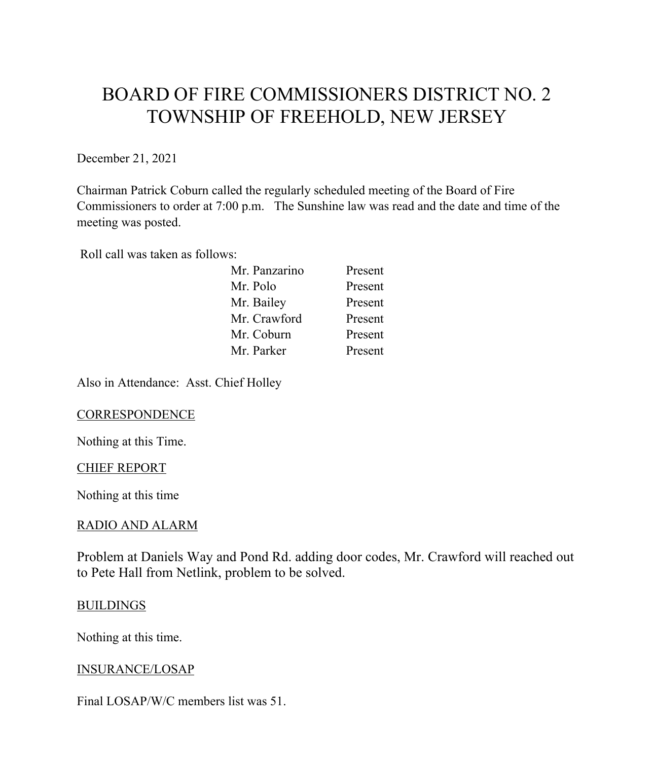# BOARD OF FIRE COMMISSIONERS DISTRICT NO. 2
# TOWNSHIP OF FREEHOLD, NEW JERSEY

December 21, 2021

Chairman Patrick Coburn called the regularly scheduled meeting of the Board of Fire Commissioners to order at 7:00 p.m. The Sunshine law was read and the date and time of the meeting was posted.

Roll call was taken as follows:

| | |
|---|---|
| Mr. Panzarino | Present |
| Mr. Polo | Present |
| Mr. Bailey | Present |
| Mr. Crawford | Present |
| Mr. Coburn | Present |
| Mr. Parker | Present |

Also in Attendance: Asst. Chief Holley

## CORRESPONDENCE

Nothing at this Time.

## CHIEF REPORT

Nothing at this time

## RADIO AND ALARM

Problem at Daniels Way and Pond Rd. adding door codes, Mr. Crawford will reached out to Pete Hall from Netlink, problem to be solved.

## BUILDINGS

Nothing at this time.

## INSURANCE/LOSAP

Final LOSAP/W/C members list was 51.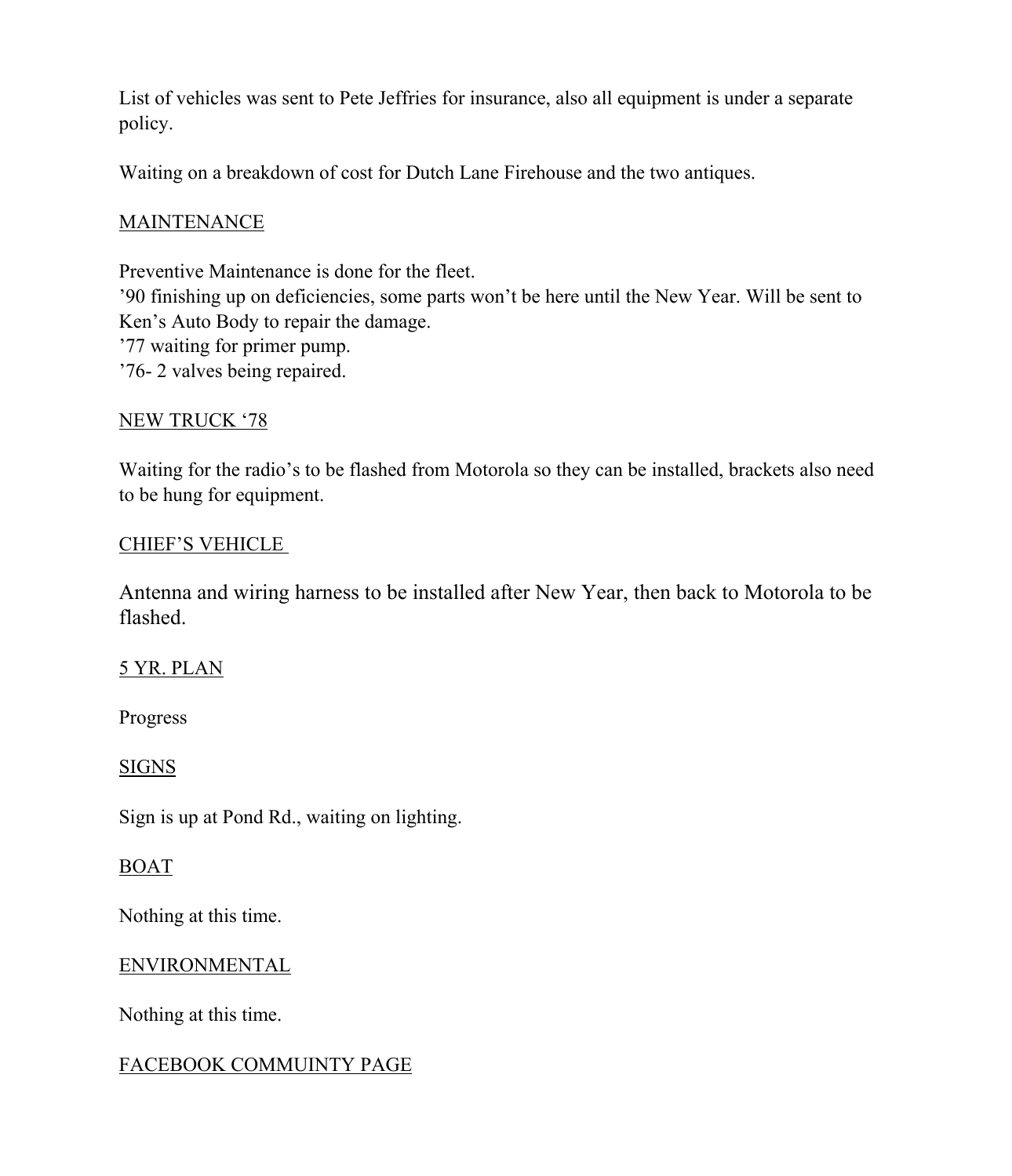List of vehicles was sent to Pete Jeffries for insurance, also all equipment is under a separate policy.

Waiting on a breakdown of cost for Dutch Lane Firehouse and the two antiques.

## MAINTENANCE

Preventive Maintenance is done for the fleet.
’90 finishing up on deficiencies, some parts won’t be here until the New Year. Will be sent to Ken’s Auto Body to repair the damage.
’77 waiting for primer pump.
’76- 2 valves being repaired.

## NEW TRUCK ‘78

Waiting for the radio’s to be flashed from Motorola so they can be installed, brackets also need to be hung for equipment.

## CHIEF’S VEHICLE

Antenna and wiring harness to be installed after New Year, then back to Motorola to be flashed.

## 5 YR. PLAN

Progress

## SIGNS

Sign is up at Pond Rd., waiting on lighting.

## BOAT

Nothing at this time.

## ENVIRONMENTAL

Nothing at this time.

## FACEBOOK COMMUINTY PAGE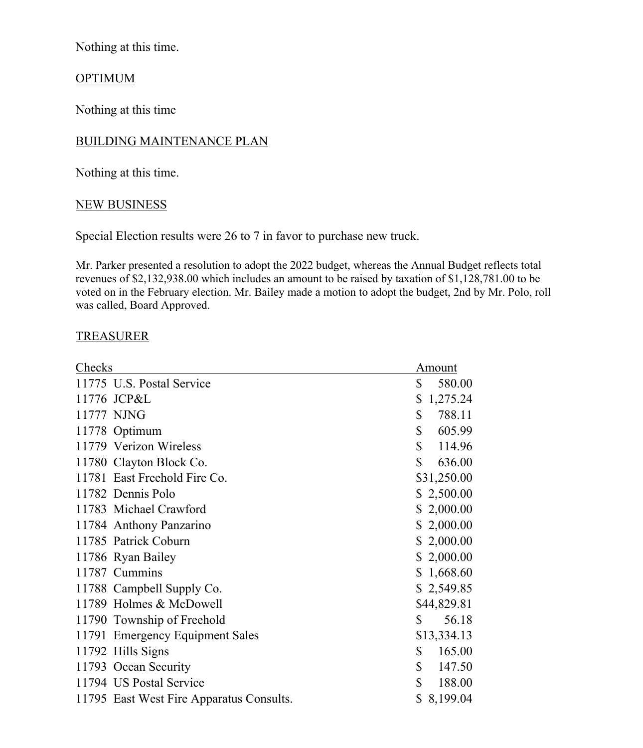Nothing at this time.

OPTIMUM

Nothing at this time

BUILDING MAINTENANCE PLAN

Nothing at this time.

NEW BUSINESS

Special Election results were 26 to 7 in favor to purchase new truck.

Mr. Parker presented a resolution to adopt the 2022 budget, whereas the Annual Budget reflects total revenues of $2,132,938.00 which includes an amount to be raised by taxation of $1,128,781.00 to be voted on in the February election. Mr. Bailey made a motion to adopt the budget, 2nd by Mr. Polo, roll was called, Board Approved.

TREASURER

| Checks | | Amount |
|---|---|---|
| 11775 | U.S. Postal Service | $ 580.00 |
| 11776 | JCP&L | $ 1,275.24 |
| 11777 | NJNG | $ 788.11 |
| 11778 | Optimum | $ 605.99 |
| 11779 | Verizon Wireless | $ 114.96 |
| 11780 | Clayton Block Co. | $ 636.00 |
| 11781 | East Freehold Fire Co. | $31,250.00 |
| 11782 | Dennis Polo | $ 2,500.00 |
| 11783 | Michael Crawford | $ 2,000.00 |
| 11784 | Anthony Panzarino | $ 2,000.00 |
| 11785 | Patrick Coburn | $ 2,000.00 |
| 11786 | Ryan Bailey | $ 2,000.00 |
| 11787 | Cummins | $ 1,668.60 |
| 11788 | Campbell Supply Co. | $ 2,549.85 |
| 11789 | Holmes & McDowell | $44,829.81 |
| 11790 | Township of Freehold | $ 56.18 |
| 11791 | Emergency Equipment Sales | $13,334.13 |
| 11792 | Hills Signs | $ 165.00 |
| 11793 | Ocean Security | $ 147.50 |
| 11794 | US Postal Service | $ 188.00 |
| 11795 | East West Fire Apparatus Consults. | $ 8,199.04 |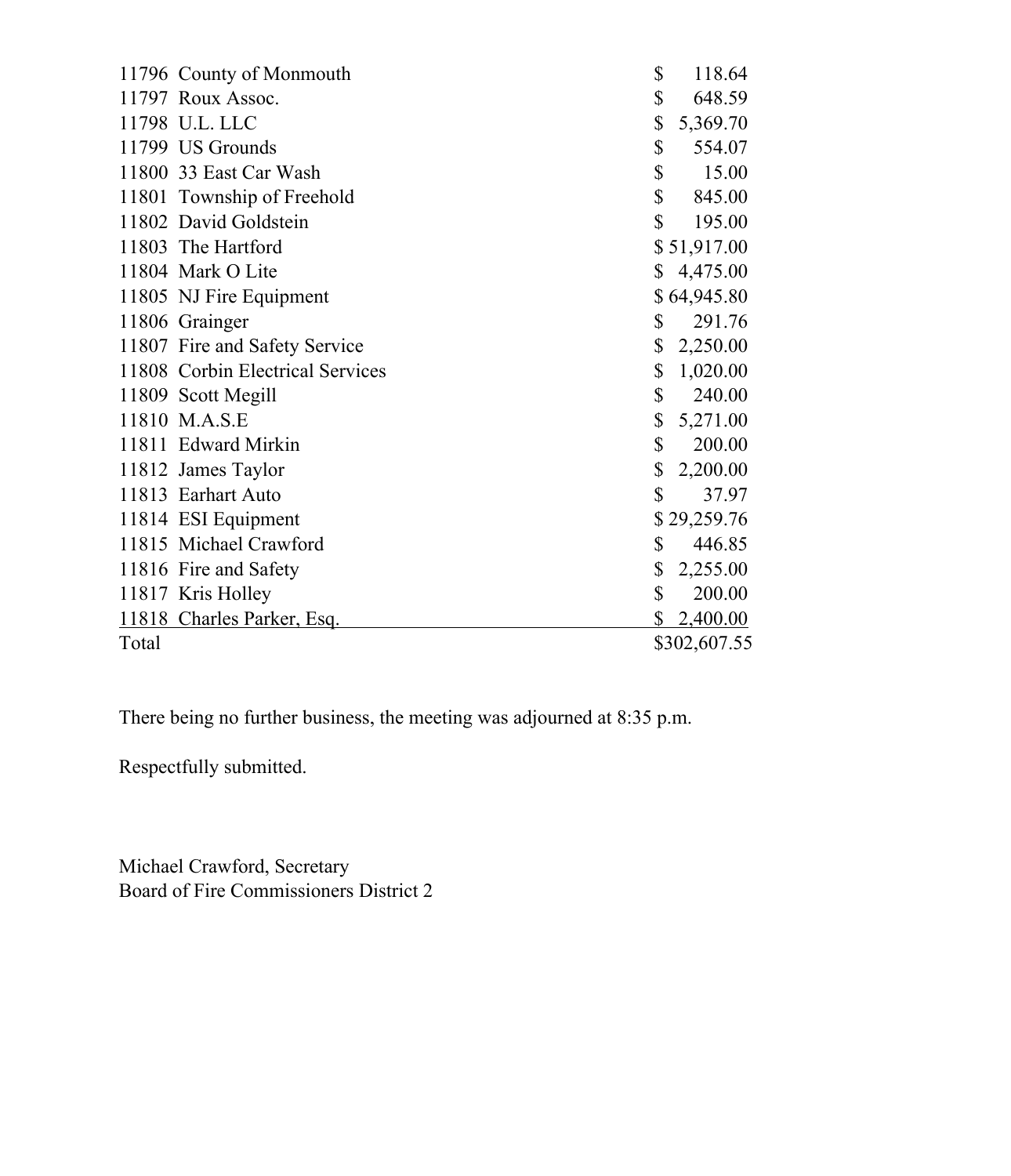| | | |
|---|---|---|
| 11796 | County of Monmouth | $ 118.64 |
| 11797 | Roux Assoc. | $ 648.59 |
| 11798 | U.L. LLC | $ 5,369.70 |
| 11799 | US Grounds | $ 554.07 |
| 11800 | 33 East Car Wash | $ 15.00 |
| 11801 | Township of Freehold | $ 845.00 |
| 11802 | David Goldstein | $ 195.00 |
| 11803 | The Hartford | $ 51,917.00 |
| 11804 | Mark O Lite | $ 4,475.00 |
| 11805 | NJ Fire Equipment | $ 64,945.80 |
| 11806 | Grainger | $ 291.76 |
| 11807 | Fire and Safety Service | $ 2,250.00 |
| 11808 | Corbin Electrical Services | $ 1,020.00 |
| 11809 | Scott Megill | $ 240.00 |
| 11810 | M.A.S.E | $ 5,271.00 |
| 11811 | Edward Mirkin | $ 200.00 |
| 11812 | James Taylor | $ 2,200.00 |
| 11813 | Earhart Auto | $ 37.97 |
| 11814 | ESI Equipment | $ 29,259.76 |
| 11815 | Michael Crawford | $ 446.85 |
| 11816 | Fire and Safety | $ 2,255.00 |
| 11817 | Kris Holley | $ 200.00 |
| 11818 | Charles Parker, Esq. | $ 2,400.00 |
| Total | | $302,607.55 |

There being no further business, the meeting was adjourned at 8:35 p.m.

Respectfully submitted.

Michael Crawford, Secretary
Board of Fire Commissioners District 2